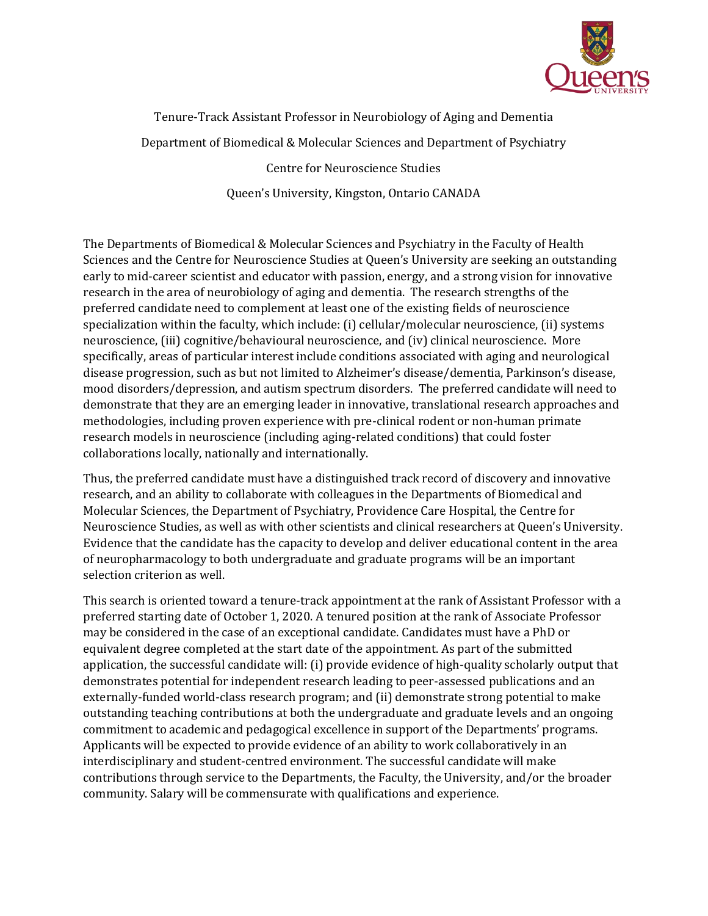# Tenure-Track Assistant Professor in Neurobiology of Aging and Dementia

## Department of Biomedical & Molecular Sciences and Department of Psychiatry

## Centre for Neuroscience Studies

## Queen's University, Kingston, Ontario CANADA

The Departments of Biomedical & Molecular Sciences and Psychiatry in the Faculty of Health Sciences and the Centre for Neuroscience Studies at Queen's University are seeking an outstanding early to mid-career scientist and educator with passion, energy, and a strong vision for innovative research in the area of neurobiology of aging and dementia. The research strengths of the preferred candidate need to complement at least one of the existing fields of neuroscience specialization within the faculty, which include: (i) cellular/molecular neuroscience, (ii) systems neuroscience, (iii) cognitive/behavioural neuroscience, and (iv) clinical neuroscience. More specifically, areas of particular interest include conditions associated with aging and neurological disease progression, such as but not limited to Alzheimer's disease/dementia, Parkinson's disease, mood disorders/depression, and autism spectrum disorders. The preferred candidate will need to demonstrate that they are an emerging leader in innovative, translational research approaches and methodologies, including proven experience with pre-clinical rodent or non-human primate research models in neuroscience (including aging-related conditions) that could foster collaborations locally, nationally and internationally.

Thus, the preferred candidate must have a distinguished track record of discovery and innovative research, and an ability to collaborate with colleagues in the Departments of Biomedical and Molecular Sciences, the Department of Psychiatry, Providence Care Hospital, the Centre for Neuroscience Studies, as well as with other scientists and clinical researchers at Queen's University. Evidence that the candidate has the capacity to develop and deliver educational content in the area of neuropharmacology to both undergraduate and graduate programs will be an important selection criterion as well.

This search is oriented toward a tenure-track appointment at the rank of Assistant Professor with a preferred starting date of October 1, 2020. A tenured position at the rank of Associate Professor may be considered in the case of an exceptional candidate. Candidates must have a PhD or equivalent degree completed at the start date of the appointment. As part of the submitted application, the successful candidate will: (i) provide evidence of high-quality scholarly output that demonstrates potential for independent research leading to peer-assessed publications and an externally-funded world-class research program; and (ii) demonstrate strong potential to make outstanding teaching contributions at both the undergraduate and graduate levels and an ongoing commitment to academic and pedagogical excellence in support of the Departments' programs. Applicants will be expected to provide evidence of an ability to work collaboratively in an interdisciplinary and student-centred environment. The successful candidate will make contributions through service to the Departments, the Faculty, the University, and/or the broader community. Salary will be commensurate with qualifications and experience.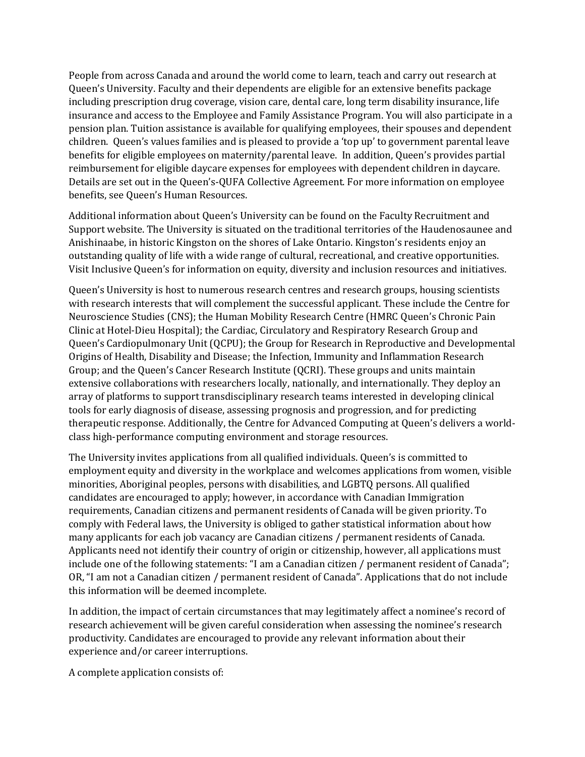People from across Canada and around the world come to learn, teach and carry out research at Queen's University. Faculty and their dependents are eligible for an extensive benefits package including prescription drug coverage, vision care, dental care, long term disability insurance, life insurance and access to the Employee and Family Assistance Program. You will also participate in a pension plan. Tuition assistance is available for qualifying employees, their spouses and dependent children. Queen's values families and is pleased to provide a 'top up' to government parental leave benefits for eligible employees on maternity/parental leave. In addition, Queen's provides partial reimbursement for eligible daycare expenses for employees with dependent children in daycare. Details are set out in the Queen's-QUFA Collective Agreement. For more information on employee benefits, see Queen's Human Resources.

Additional information about Queen's University can be found on the Faculty Recruitment and Support website. The University is situated on the traditional territories of the Haudenosaunee and Anishinaabe, in historic Kingston on the shores of Lake Ontario. Kingston's residents enjoy an outstanding quality of life with a wide range of cultural, recreational, and creative opportunities. Visit Inclusive Queen's for information on equity, diversity and inclusion resources and initiatives.

Queen's University is host to numerous research centres and research groups, housing scientists with research interests that will complement the successful applicant. These include the Centre for Neuroscience Studies (CNS); the Human Mobility Research Centre (HMRC Queen's Chronic Pain Clinic at Hotel-Dieu Hospital); the Cardiac, Circulatory and Respiratory Research Group and Queen's Cardiopulmonary Unit (QCPU); the Group for Research in Reproductive and Developmental Origins of Health, Disability and Disease; the Infection, Immunity and Inflammation Research Group; and the Queen's Cancer Research Institute (QCRI). These groups and units maintain extensive collaborations with researchers locally, nationally, and internationally. They deploy an array of platforms to support transdisciplinary research teams interested in developing clinical tools for early diagnosis of disease, assessing prognosis and progression, and for predicting therapeutic response. Additionally, the Centre for Advanced Computing at Queen's delivers a world-class high-performance computing environment and storage resources.

The University invites applications from all qualified individuals. Queen's is committed to employment equity and diversity in the workplace and welcomes applications from women, visible minorities, Aboriginal peoples, persons with disabilities, and LGBTQ persons. All qualified candidates are encouraged to apply; however, in accordance with Canadian Immigration requirements, Canadian citizens and permanent residents of Canada will be given priority. To comply with Federal laws, the University is obliged to gather statistical information about how many applicants for each job vacancy are Canadian citizens / permanent residents of Canada. Applicants need not identify their country of origin or citizenship, however, all applications must include one of the following statements: "I am a Canadian citizen / permanent resident of Canada"; OR, "I am not a Canadian citizen / permanent resident of Canada". Applications that do not include this information will be deemed incomplete.

In addition, the impact of certain circumstances that may legitimately affect a nominee's record of research achievement will be given careful consideration when assessing the nominee's research productivity. Candidates are encouraged to provide any relevant information about their experience and/or career interruptions.

A complete application consists of: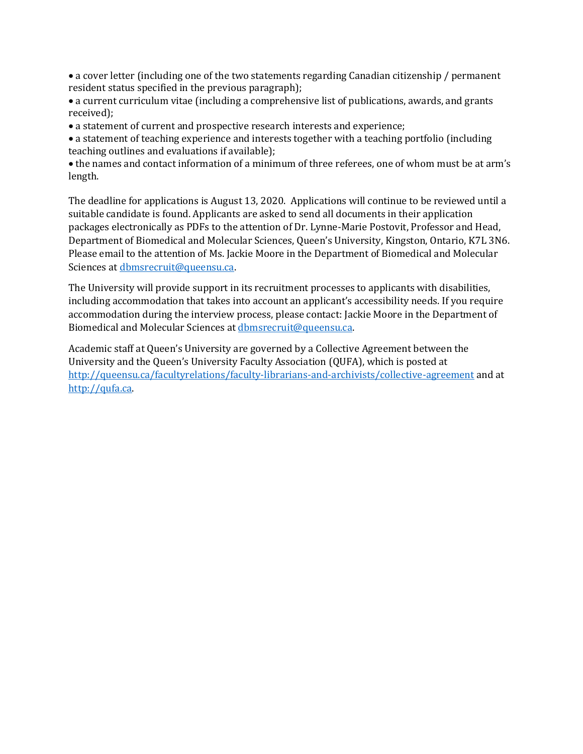- a cover letter (including one of the two statements regarding Canadian citizenship / permanent resident status specified in the previous paragraph);
- a current curriculum vitae (including a comprehensive list of publications, awards, and grants received);
- a statement of current and prospective research interests and experience;
- a statement of teaching experience and interests together with a teaching portfolio (including teaching outlines and evaluations if available);
- the names and contact information of a minimum of three referees, one of whom must be at arm's length.

The deadline for applications is August 13, 2020. Applications will continue to be reviewed until a suitable candidate is found. Applicants are asked to send all documents in their application packages electronically as PDFs to the attention of Dr. Lynne-Marie Postovit, Professor and Head, Department of Biomedical and Molecular Sciences, Queen's University, Kingston, Ontario, K7L 3N6. Please email to the attention of Ms. Jackie Moore in the Department of Biomedical and Molecular Sciences at [dbmsrecruit@queensu.ca](mailto:dbmsrecruit@queensu.ca).

The University will provide support in its recruitment processes to applicants with disabilities, including accommodation that takes into account an applicant's accessibility needs. If you require accommodation during the interview process, please contact: Jackie Moore in the Department of Biomedical and Molecular Sciences at [dbmsrecruit@queensu.ca](mailto:dbmsrecruit@queensu.ca).

Academic staff at Queen's University are governed by a Collective Agreement between the University and the Queen's University Faculty Association (QUFA), which is posted at [http://queensu.ca/facultyrelations/faculty-librarians-and-archivists/collective-agreement](http://queensu.ca/facultyrelations/faculty-librarians-and-archivists/collective-agreement) and at [http://qufa.ca](http://qufa.ca).